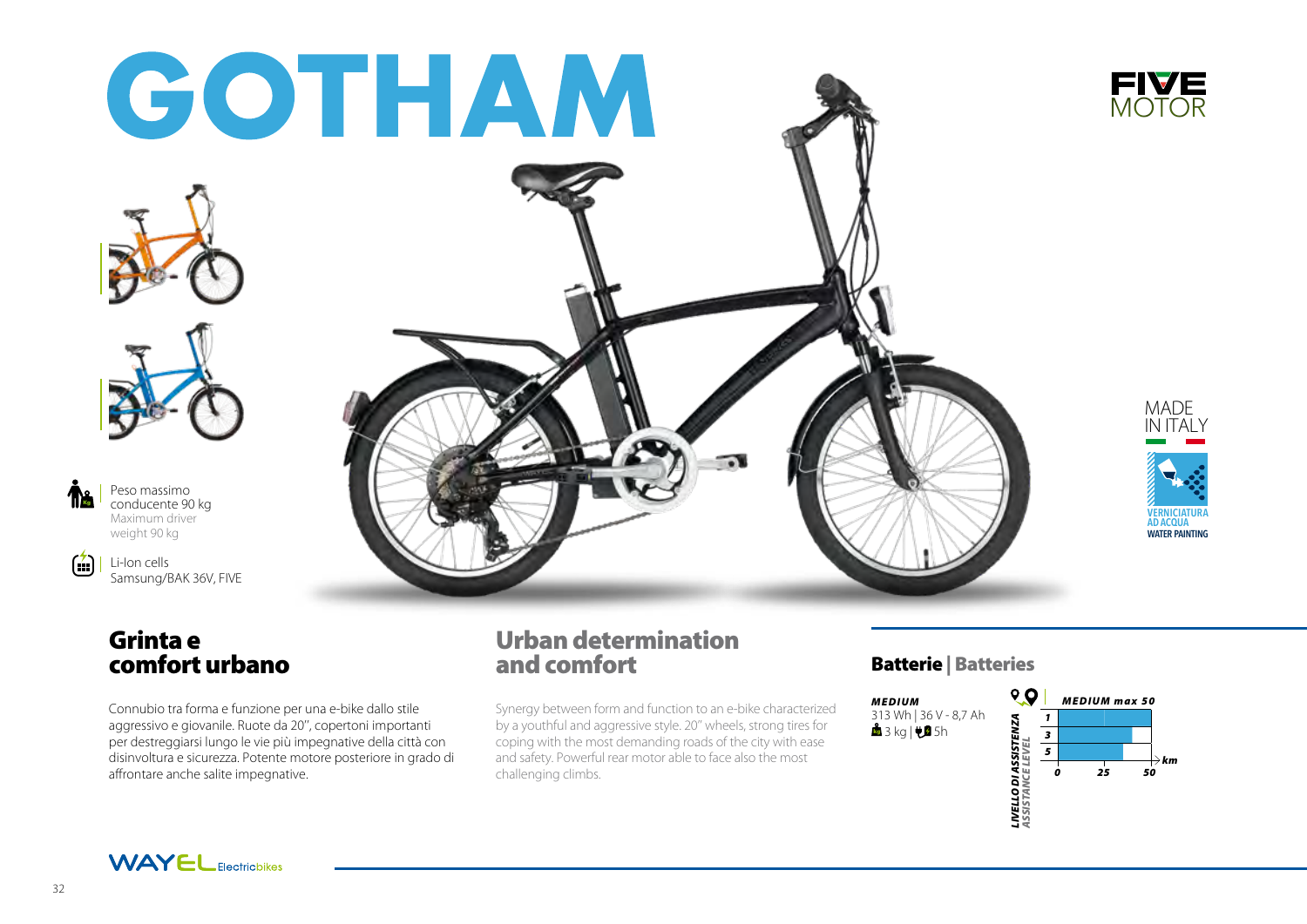# GOTHAM

FIVE MOTOR

Peso massimo conducente 90 kg
Maximum driver weight 90 kg

Li-Ion cells
Samsung/BAK 36V, FIVE

MADE IN ITALY

VERNICIATURA AD ACQUA
WATER PAINTING

## Grinta e comfort urbano

Connubio tra forma e funzione per una e-bike dallo stile aggressivo e giovanile. Ruote da 20'', copertoni importanti per destreggiarsi lungo le vie più impegnative della città con disinvoltura e sicurezza. Potente motore posteriore in grado di affrontare anche salite impegnative.

## Urban determination and comfort

Synergy between form and function to an e-bike characterized by a youthful and aggressive style. 20'' wheels, strong tires for coping with the most demanding roads of the city with ease and safety. Powerful rear motor able to face also the most challenging climbs.

### Batterie | Batteries

***MEDIUM***
313 Wh | 36 V - 8,7 Ah
3 kg | 5h

*LIVELLO DI ASSISTENZA / ASSISTANCE LEVEL*

***MEDIUM max 50***

| Livello | km |
|---|---|
| 1 | 0–50 |
| 3 | 0–~45 |
| 5 | 0–~40 |

km: 0 · 25 · 50

WAYEL Electricbikes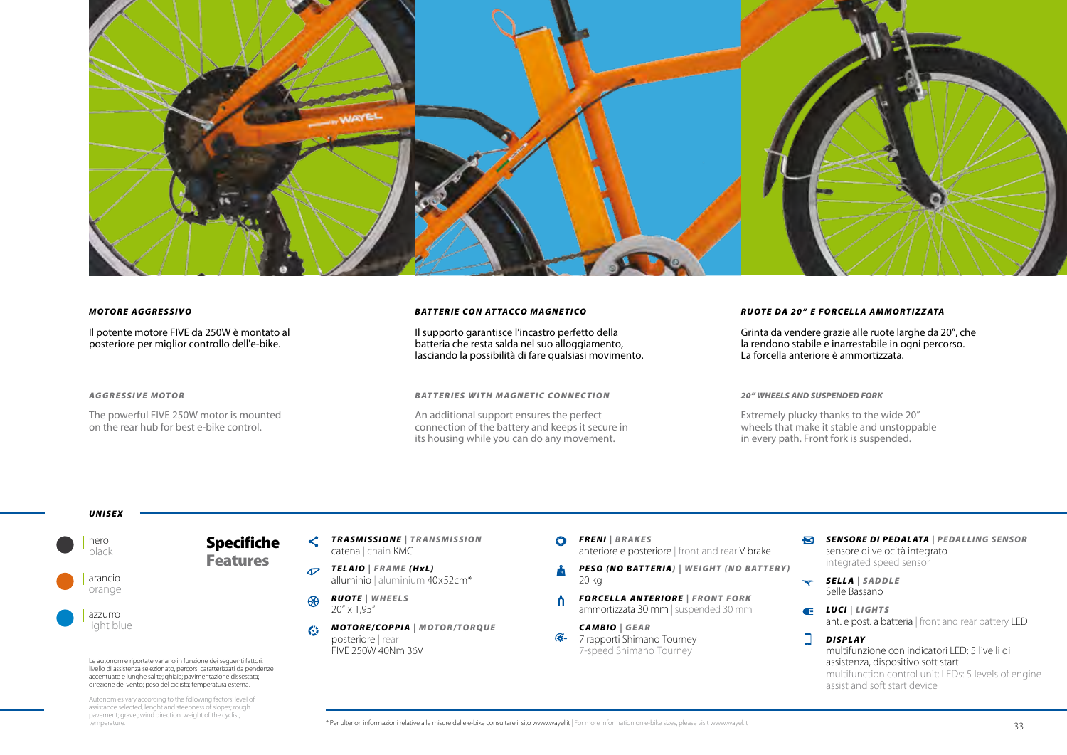### MOTORE AGGRESSIVO

Il potente motore FIVE da 250W è montato al posteriore per miglior controllo dell'e-bike.

### AGGRESSIVE MOTOR

The powerful FIVE 250W motor is mounted on the rear hub for best e-bike control.

### BATTERIE CON ATTACCO MAGNETICO

Il supporto garantisce l'incastro perfetto della batteria che resta salda nel suo alloggiamento, lasciando la possibilità di fare qualsiasi movimento.

### BATTERIES WITH MAGNETIC CONNECTION

An additional support ensures the perfect connection of the battery and keeps it secure in its housing while you can do any movement.

### RUOTE DA 20" E FORCELLA AMMORTIZZATA

Grinta da vendere grazie alle ruote larghe da 20", che la rendono stabile e inarrestabile in ogni percorso. La forcella anteriore è ammortizzata.

### 20" WHEELS AND SUSPENDED FORK

Extremely plucky thanks to the wide 20" wheels that make it stable and unstoppable in every path. Front fork is suspended.

**UNISEX**

- nero | black
- arancio | orange
- azzurro | light blue

Le autonomie riportate variano in funzione dei seguenti fattori: livello di assistenza selezionato, percorsi caratterizzati da pendenze accentuate e lunghe salite; ghiaia; pavimentazione dissestata; direzione del vento; peso del ciclista; temperatura esterna.

Autonomies vary according to the following factors: level of assistance selected, lenght and steepness of slopes; rough pavement; gravel; wind direction; weight of the cyclist; temperature.

## Specifiche
## Features

**TRASMISSIONE | TRANSMISSION**
catena | chain KMC

**TELAIO | FRAME (HxL)**
alluminio | aluminium 40x52cm*

**RUOTE | WHEELS**
20" x 1,95"

**MOTORE/COPPIA | MOTOR/TORQUE**
posteriore | rear
FIVE 250W 40Nm 36V

**FRENI | BRAKES**
anteriore e posteriore | front and rear V brake

**PESO (NO BATTERIA) | WEIGHT (NO BATTERY)**
20 kg

**FORCELLA ANTERIORE | FRONT FORK**
ammortizzata 30 mm | suspended 30 mm

**CAMBIO | GEAR**
7 rapporti Shimano Tourney
7-speed Shimano Tourney

**SENSORE DI PEDALATA | PEDALLING SENSOR**
sensore di velocità integrato
integrated speed sensor

**SELLA | SADDLE**
Selle Bassano

**LUCI | LIGHTS**
ant. e post. a batteria | front and rear battery LED

**DISPLAY**
multifunzione con indicatori LED: 5 livelli di assistenza, dispositivo soft start
multifunction control unit; LEDs: 5 levels of engine assist and soft start device

\* Per ulteriori informazioni relative alle misure delle e-bike consultare il sito www.wayel.it | For more information on e-bike sizes, please visit www.wayel.it